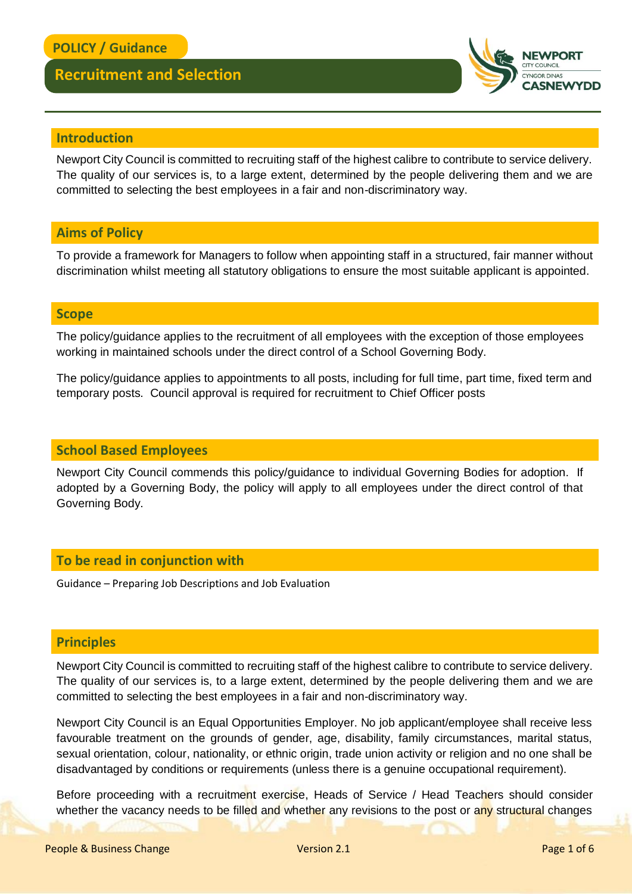POLICY / Guidance

# Recruitment and Selection

## Introduction

Newport City Council is committed to recruiting staff of the highest calibre to contribute to service delivery. The quality of our services is, to a large extent, determined by the people delivering them and we are committed to selecting the best employees in a fair and non-discriminatory way.

## Aims of Policy

To provide a framework for Managers to follow when appointing staff in a structured, fair manner without discrimination whilst meeting all statutory obligations to ensure the most suitable applicant is appointed.

## Scope

The policy/guidance applies to the recruitment of all employees with the exception of those employees working in maintained schools under the direct control of a School Governing Body.

The policy/guidance applies to appointments to all posts, including for full time, part time, fixed term and temporary posts. Council approval is required for recruitment to Chief Officer posts

## School Based Employees

Newport City Council commends this policy/guidance to individual Governing Bodies for adoption. If adopted by a Governing Body, the policy will apply to all employees under the direct control of that Governing Body.

## To be read in conjunction with

Guidance – Preparing Job Descriptions and Job Evaluation

## Principles

Newport City Council is committed to recruiting staff of the highest calibre to contribute to service delivery. The quality of our services is, to a large extent, determined by the people delivering them and we are committed to selecting the best employees in a fair and non-discriminatory way.

Newport City Council is an Equal Opportunities Employer. No job applicant/employee shall receive less favourable treatment on the grounds of gender, age, disability, family circumstances, marital status, sexual orientation, colour, nationality, or ethnic origin, trade union activity or religion and no one shall be disadvantaged by conditions or requirements (unless there is a genuine occupational requirement).

Before proceeding with a recruitment exercise, Heads of Service / Head Teachers should consider whether the vacancy needs to be filled and whether any revisions to the post or any structural changes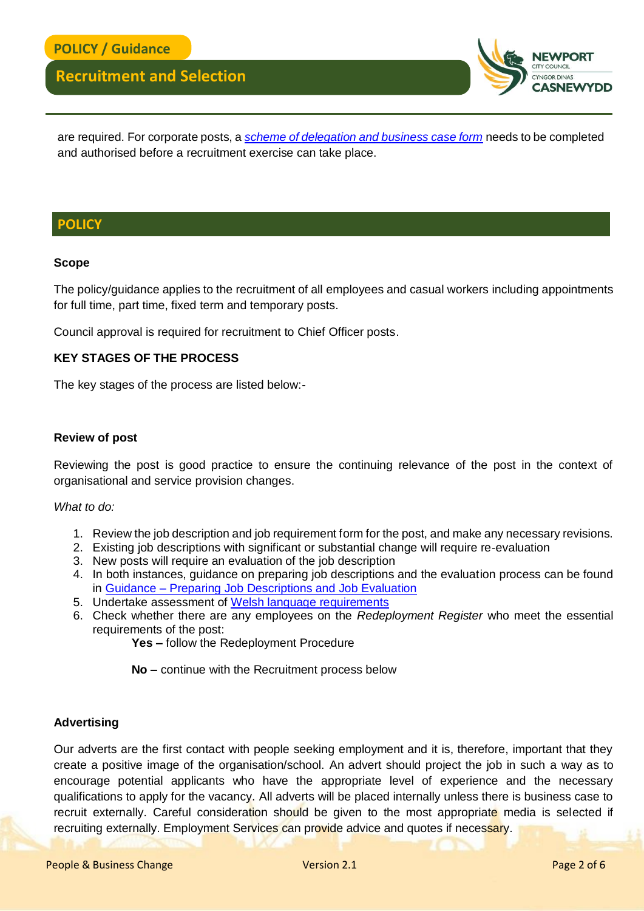are required. For corporate posts, a *scheme of delegation and business case form* needs to be completed and authorised before a recruitment exercise can take place.

## POLICY

**Scope**

The policy/guidance applies to the recruitment of all employees and casual workers including appointments for full time, part time, fixed term and temporary posts.

Council approval is required for recruitment to Chief Officer posts.

**KEY STAGES OF THE PROCESS**

The key stages of the process are listed below:-

**Review of post**

Reviewing the post is good practice to ensure the continuing relevance of the post in the context of organisational and service provision changes.

*What to do:*

1. Review the job description and job requirement form for the post, and make any necessary revisions.
2. Existing job descriptions with significant or substantial change will require re-evaluation
3. New posts will require an evaluation of the job description
4. In both instances, guidance on preparing job descriptions and the evaluation process can be found in Guidance – Preparing Job Descriptions and Job Evaluation
5. Undertake assessment of Welsh language requirements
6. Check whether there are any employees on the *Redeployment Register* who meet the essential requirements of the post:

   **Yes –** follow the Redeployment Procedure

   **No –** continue with the Recruitment process below

**Advertising**

Our adverts are the first contact with people seeking employment and it is, therefore, important that they create a positive image of the organisation/school. An advert should project the job in such a way as to encourage potential applicants who have the appropriate level of experience and the necessary qualifications to apply for the vacancy. All adverts will be placed internally unless there is business case to recruit externally. Careful consideration should be given to the most appropriate media is selected if recruiting externally. Employment Services can provide advice and quotes if necessary.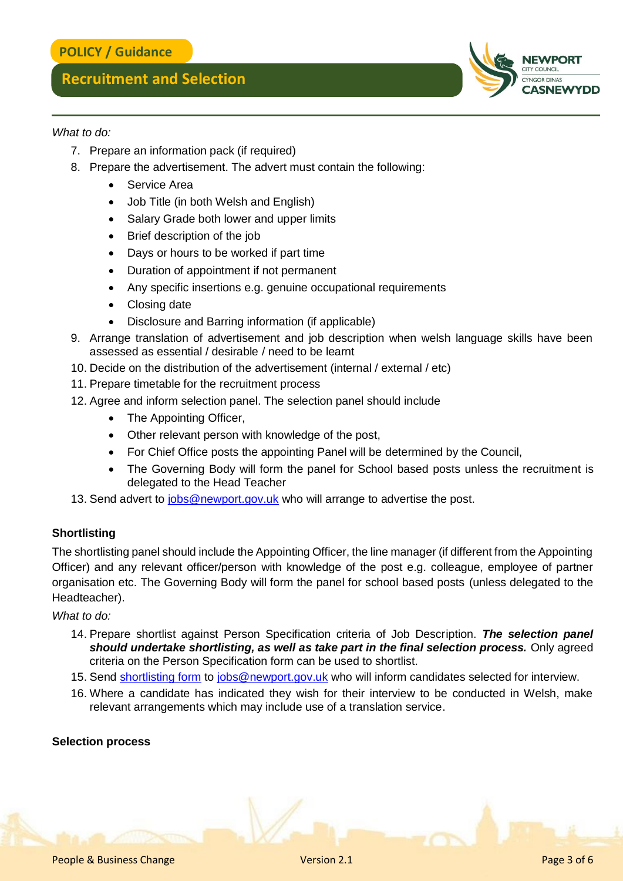*What to do:*

7. Prepare an information pack (if required)
8. Prepare the advertisement. The advert must contain the following:
    - Service Area
    - Job Title (in both Welsh and English)
    - Salary Grade both lower and upper limits
    - Brief description of the job
    - Days or hours to be worked if part time
    - Duration of appointment if not permanent
    - Any specific insertions e.g. genuine occupational requirements
    - Closing date
    - Disclosure and Barring information (if applicable)
9. Arrange translation of advertisement and job description when welsh language skills have been assessed as essential / desirable / need to be learnt
10. Decide on the distribution of the advertisement (internal / external / etc)
11. Prepare timetable for the recruitment process
12. Agree and inform selection panel. The selection panel should include
    - The Appointing Officer,
    - Other relevant person with knowledge of the post,
    - For Chief Office posts the appointing Panel will be determined by the Council,
    - The Governing Body will form the panel for School based posts unless the recruitment is delegated to the Head Teacher
13. Send advert to jobs@newport.gov.uk who will arrange to advertise the post.

**Shortlisting**

The shortlisting panel should include the Appointing Officer, the line manager (if different from the Appointing Officer) and any relevant officer/person with knowledge of the post e.g. colleague, employee of partner organisation etc. The Governing Body will form the panel for school based posts (unless delegated to the Headteacher).

*What to do:*

14. Prepare shortlist against Person Specification criteria of Job Description. ***The selection panel should undertake shortlisting, as well as take part in the final selection process.*** Only agreed criteria on the Person Specification form can be used to shortlist.
15. Send shortlisting form to jobs@newport.gov.uk who will inform candidates selected for interview.
16. Where a candidate has indicated they wish for their interview to be conducted in Welsh, make relevant arrangements which may include use of a translation service.

**Selection process**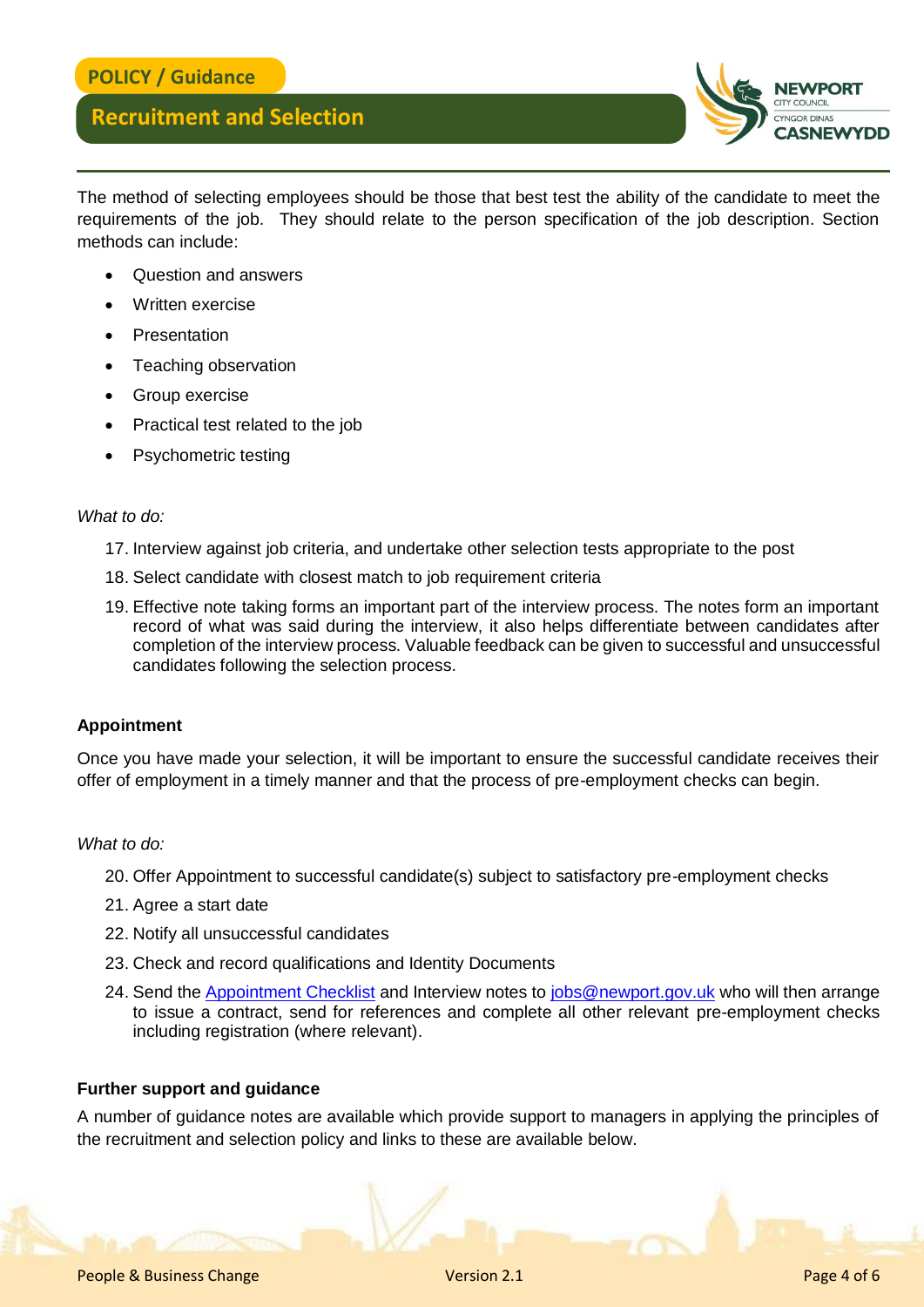The method of selecting employees should be those that best test the ability of the candidate to meet the requirements of the job. They should relate to the person specification of the job description. Section methods can include:

- Question and answers
- Written exercise
- Presentation
- Teaching observation
- Group exercise
- Practical test related to the job
- Psychometric testing

*What to do:*

17. Interview against job criteria, and undertake other selection tests appropriate to the post
18. Select candidate with closest match to job requirement criteria
19. Effective note taking forms an important part of the interview process. The notes form an important record of what was said during the interview, it also helps differentiate between candidates after completion of the interview process. Valuable feedback can be given to successful and unsuccessful candidates following the selection process.

**Appointment**

Once you have made your selection, it will be important to ensure the successful candidate receives their offer of employment in a timely manner and that the process of pre-employment checks can begin.

*What to do:*

20. Offer Appointment to successful candidate(s) subject to satisfactory pre-employment checks
21. Agree a start date
22. Notify all unsuccessful candidates
23. Check and record qualifications and Identity Documents
24. Send the [Appointment Checklist] and Interview notes to jobs@newport.gov.uk who will then arrange to issue a contract, send for references and complete all other relevant pre-employment checks including registration (where relevant).

**Further support and guidance**

A number of guidance notes are available which provide support to managers in applying the principles of the recruitment and selection policy and links to these are available below.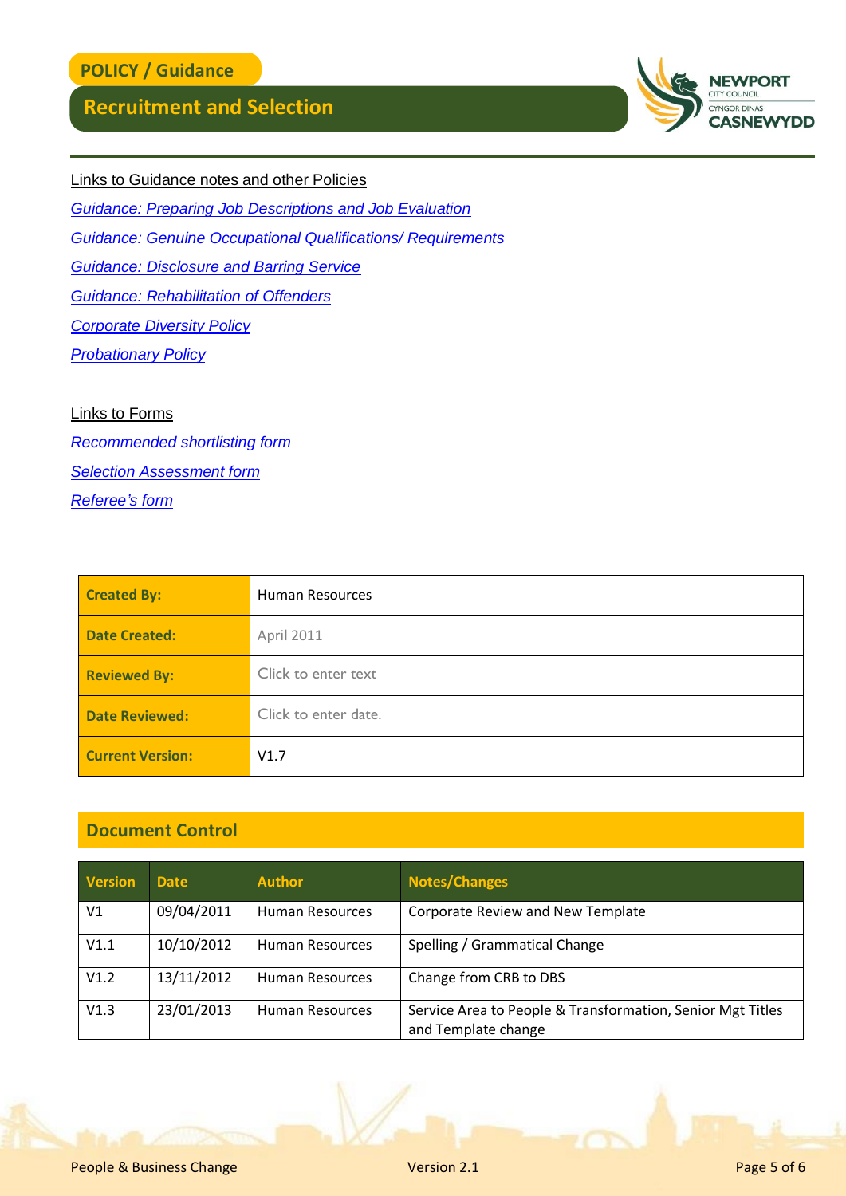Links to Guidance notes and other Policies

*Guidance: Preparing Job Descriptions and Job Evaluation*

*Guidance: Genuine Occupational Qualifications/ Requirements*

*Guidance: Disclosure and Barring Service*

*Guidance: Rehabilitation of Offenders*

*Corporate Diversity Policy*

*Probationary Policy*

Links to Forms

*Recommended shortlisting form*

*Selection Assessment form*

*Referee's form*

| | |
|---|---|
| **Created By:** | Human Resources |
| **Date Created:** | April 2011 |
| **Reviewed By:** | Click to enter text |
| **Date Reviewed:** | Click to enter date. |
| **Current Version:** | V1.7 |

## Document Control

| Version | Date | Author | Notes/Changes |
|---|---|---|---|
| V1 | 09/04/2011 | Human Resources | Corporate Review and New Template |
| V1.1 | 10/10/2012 | Human Resources | Spelling / Grammatical Change |
| V1.2 | 13/11/2012 | Human Resources | Change from CRB to DBS |
| V1.3 | 23/01/2013 | Human Resources | Service Area to People & Transformation, Senior Mgt Titles and Template change |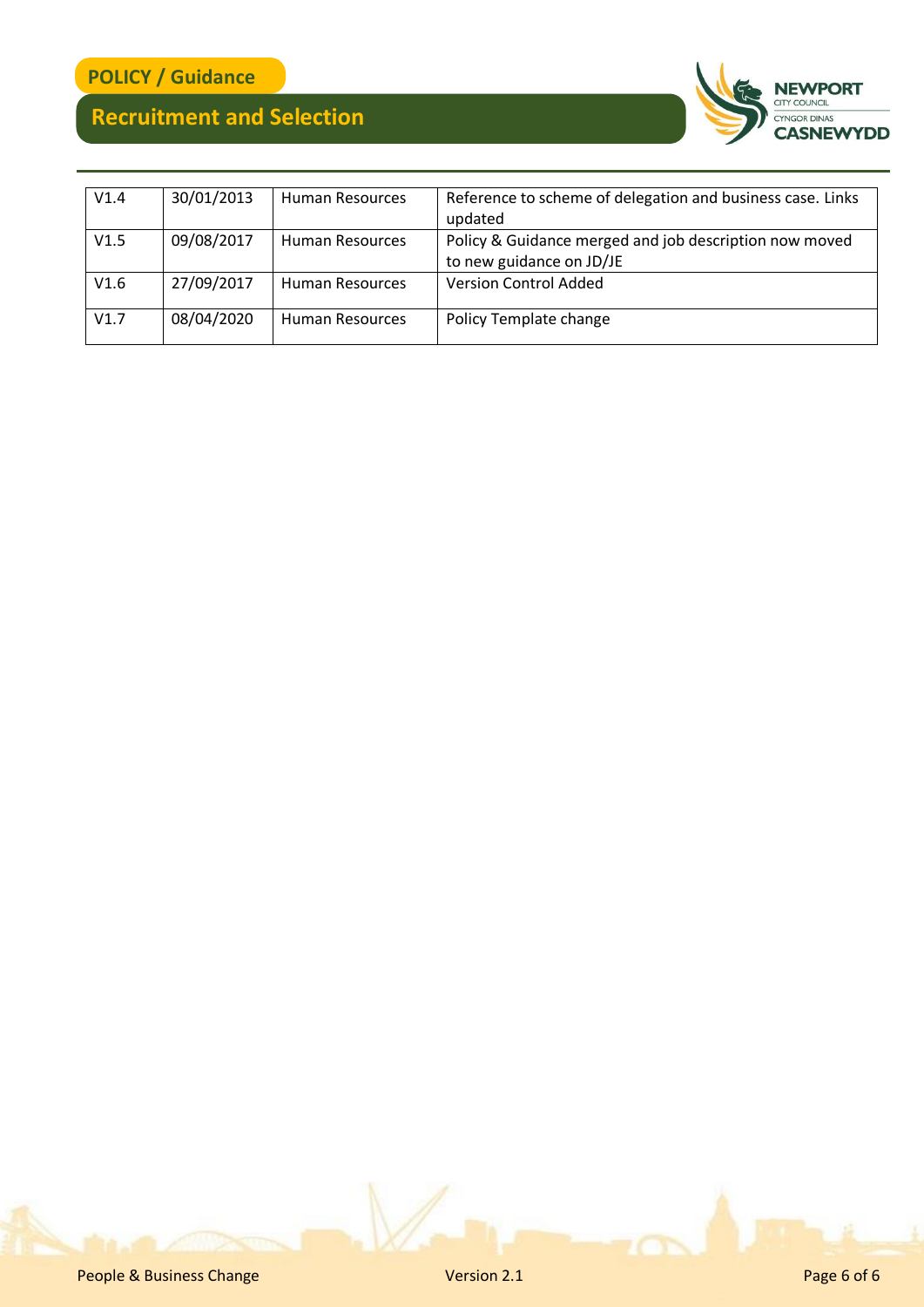| | | | |
|---|---|---|---|
| V1.4 | 30/01/2013 | Human Resources | Reference to scheme of delegation and business case. Links updated |
| V1.5 | 09/08/2017 | Human Resources | Policy & Guidance merged and job description now moved to new guidance on JD/JE |
| V1.6 | 27/09/2017 | Human Resources | Version Control Added |
| V1.7 | 08/04/2020 | Human Resources | Policy Template change |